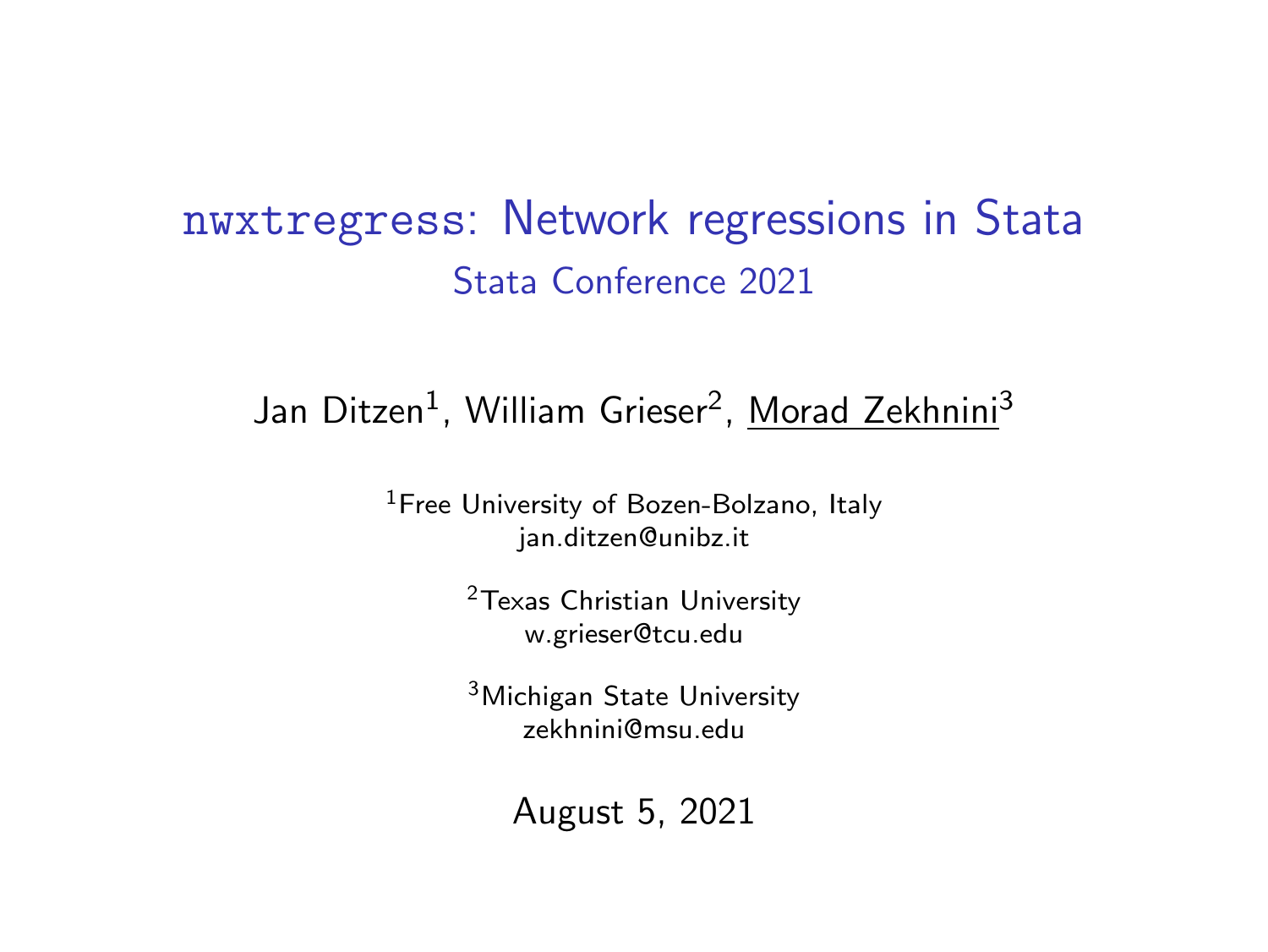# `nwxtregress`: Network regressions in Stata

## Stata Conference 2021

Jan Ditzen[1], William Grieser[2], Morad Zekhnini[3]

[1]Free University of Bozen-Bolzano, Italy
jan.ditzen@unibz.it

[2]Texas Christian University
w.grieser@tcu.edu

[3]Michigan State University
zekhnini@msu.edu

August 5, 2021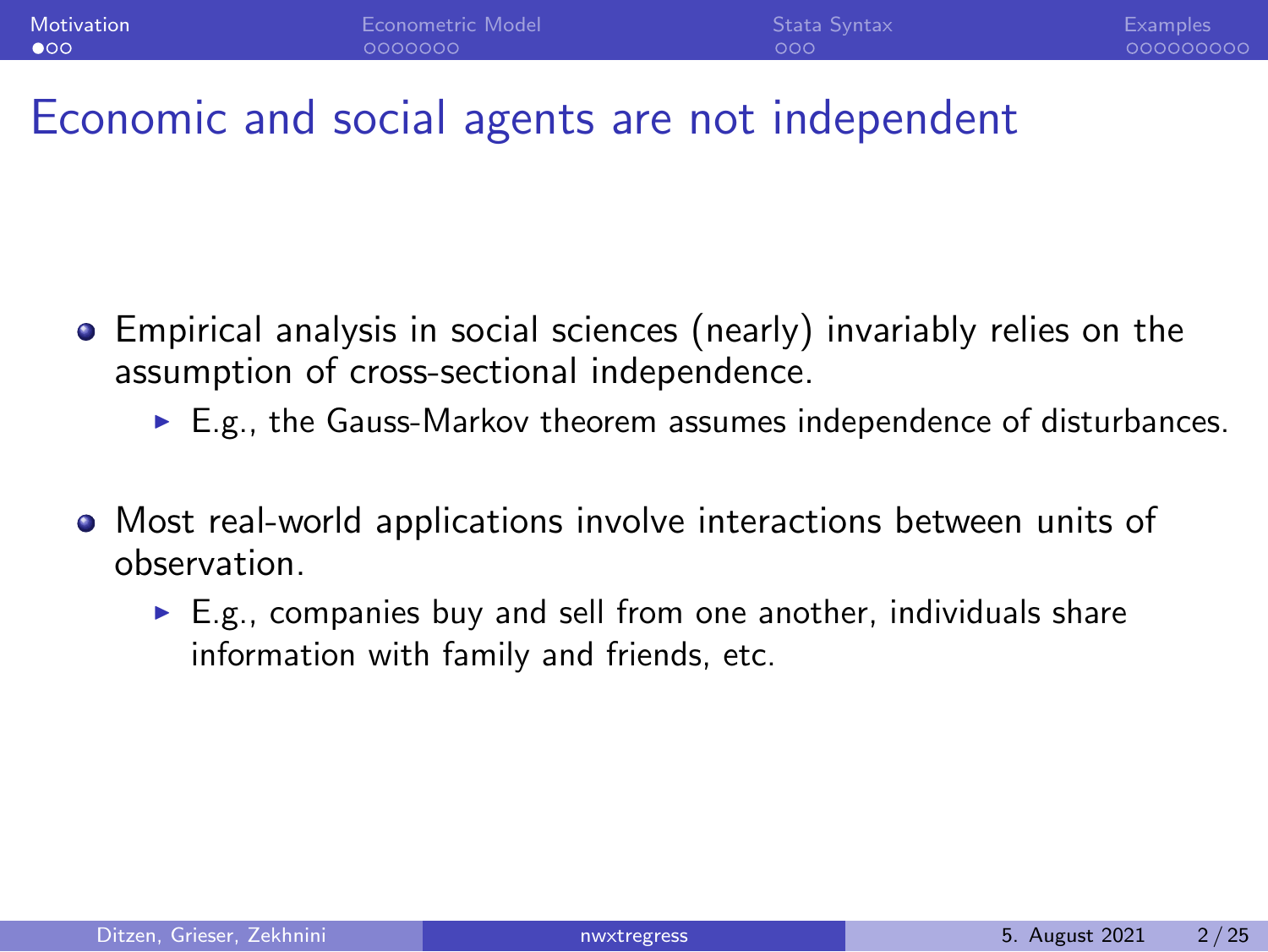# Economic and social agents are not independent

- Empirical analysis in social sciences (nearly) invariably relies on the assumption of cross-sectional independence.
  - E.g., the Gauss-Markov theorem assumes independence of disturbances.
- Most real-world applications involve interactions between units of observation.
  - E.g., companies buy and sell from one another, individuals share information with family and friends, etc.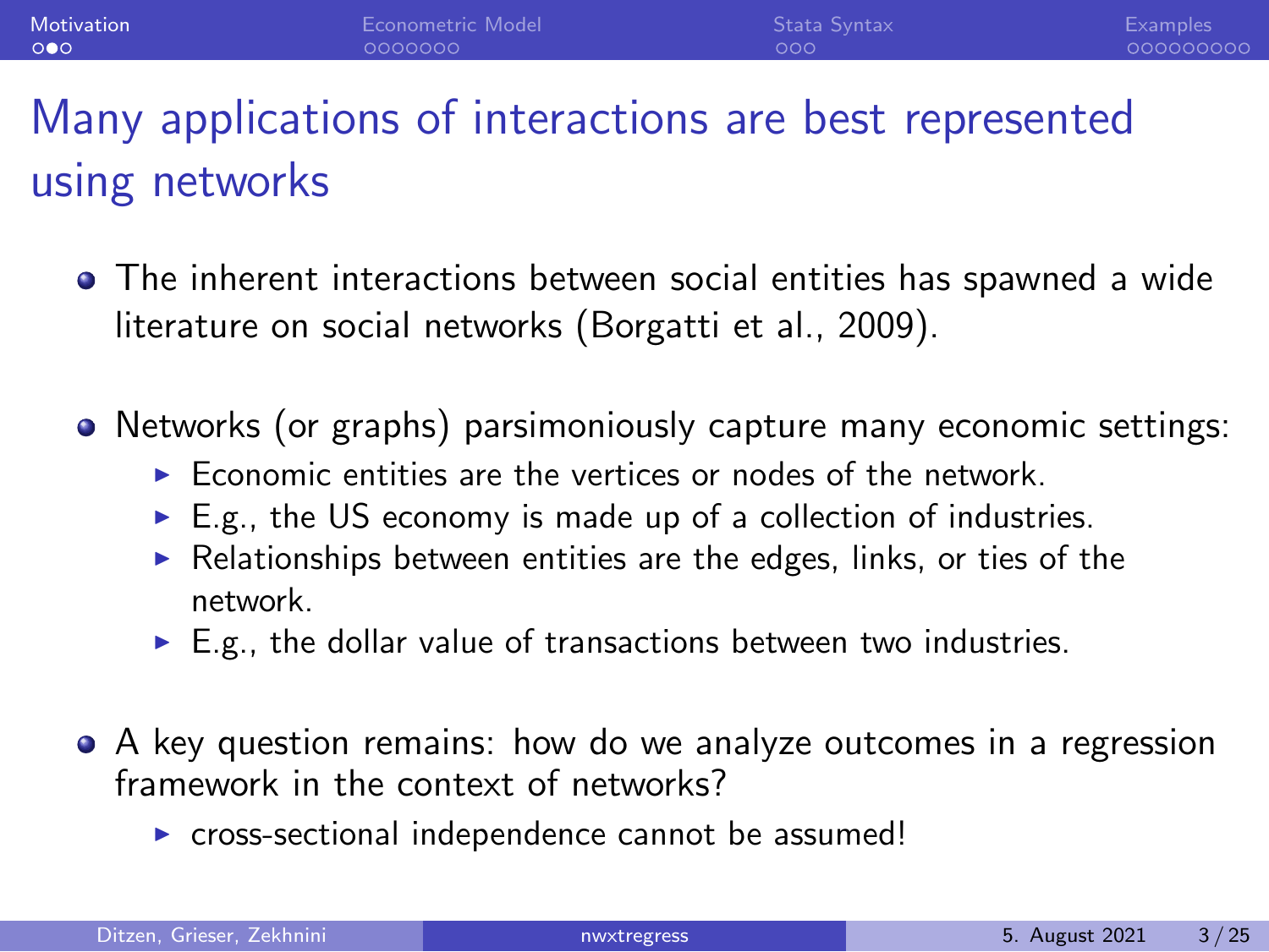# Many applications of interactions are best represented using networks

- The inherent interactions between social entities has spawned a wide literature on social networks (Borgatti et al., 2009).
- Networks (or graphs) parsimoniously capture many economic settings:
  - Economic entities are the vertices or nodes of the network.
  - E.g., the US economy is made up of a collection of industries.
  - Relationships between entities are the edges, links, or ties of the network.
  - E.g., the dollar value of transactions between two industries.
- A key question remains: how do we analyze outcomes in a regression framework in the context of networks?
  - cross-sectional independence cannot be assumed!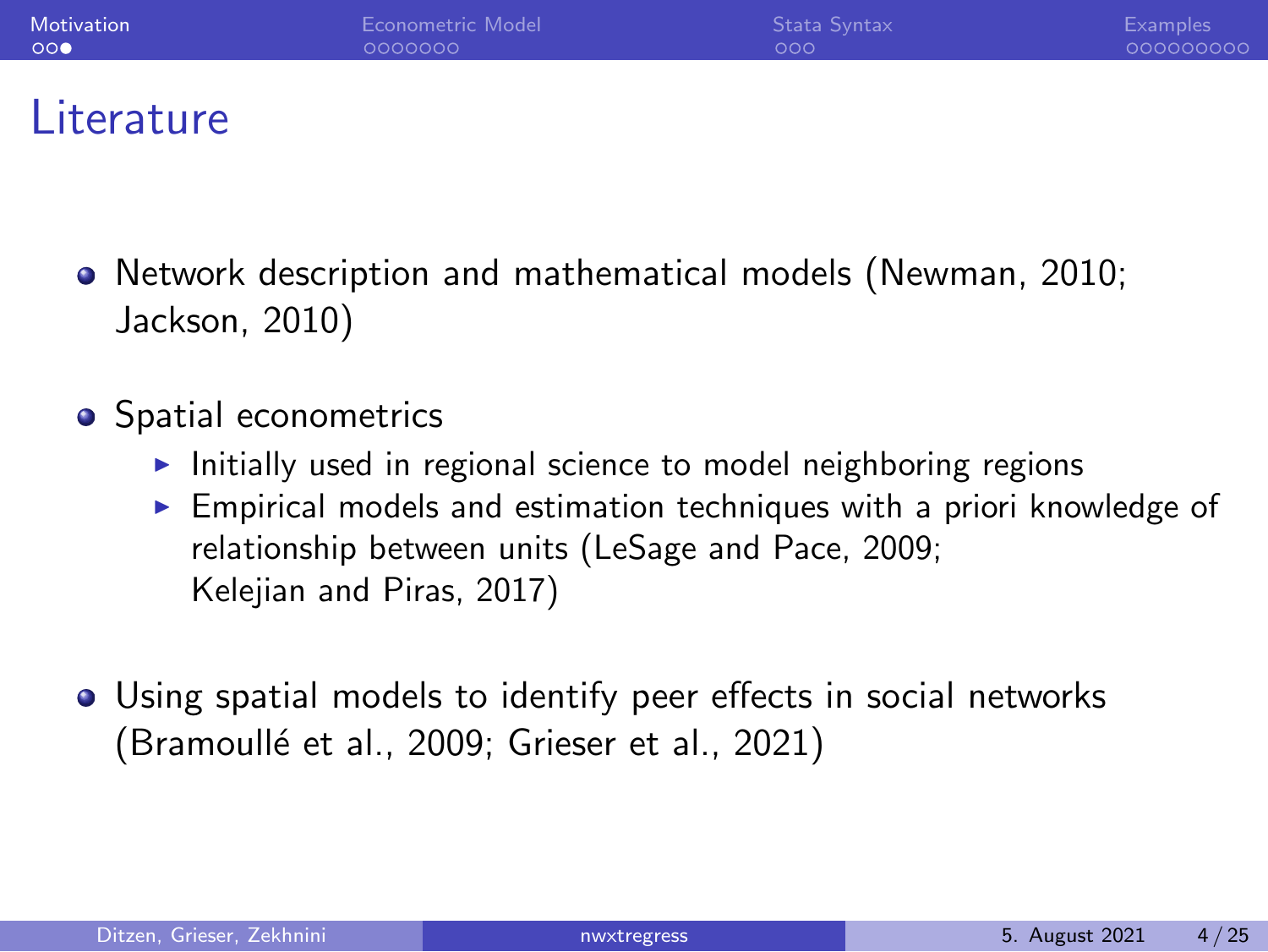# Literature

- Network description and mathematical models (Newman, 2010; Jackson, 2010)
- Spatial econometrics
  - Initially used in regional science to model neighboring regions
  - Empirical models and estimation techniques with a priori knowledge of relationship between units (LeSage and Pace, 2009; Kelejian and Piras, 2017)
- Using spatial models to identify peer effects in social networks (Bramoullé et al., 2009; Grieser et al., 2021)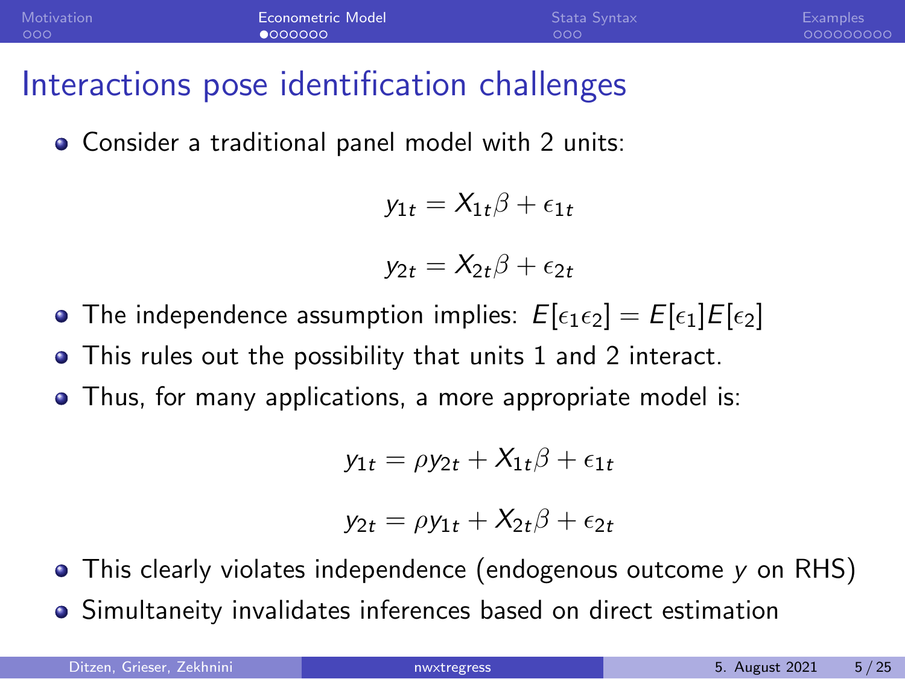# Interactions pose identification challenges

- Consider a traditional panel model with 2 units:

$$y_{1t} = X_{1t}\beta + \epsilon_{1t}$$

$$y_{2t} = X_{2t}\beta + \epsilon_{2t}$$

- The independence assumption implies: $E[\epsilon_1 \epsilon_2] = E[\epsilon_1]E[\epsilon_2]$
- This rules out the possibility that units 1 and 2 interact.
- Thus, for many applications, a more appropriate model is:

$$y_{1t} = \rho y_{2t} + X_{1t}\beta + \epsilon_{1t}$$

$$y_{2t} = \rho y_{1t} + X_{2t}\beta + \epsilon_{2t}$$

- This clearly violates independence (endogenous outcome $y$ on RHS)
- Simultaneity invalidates inferences based on direct estimation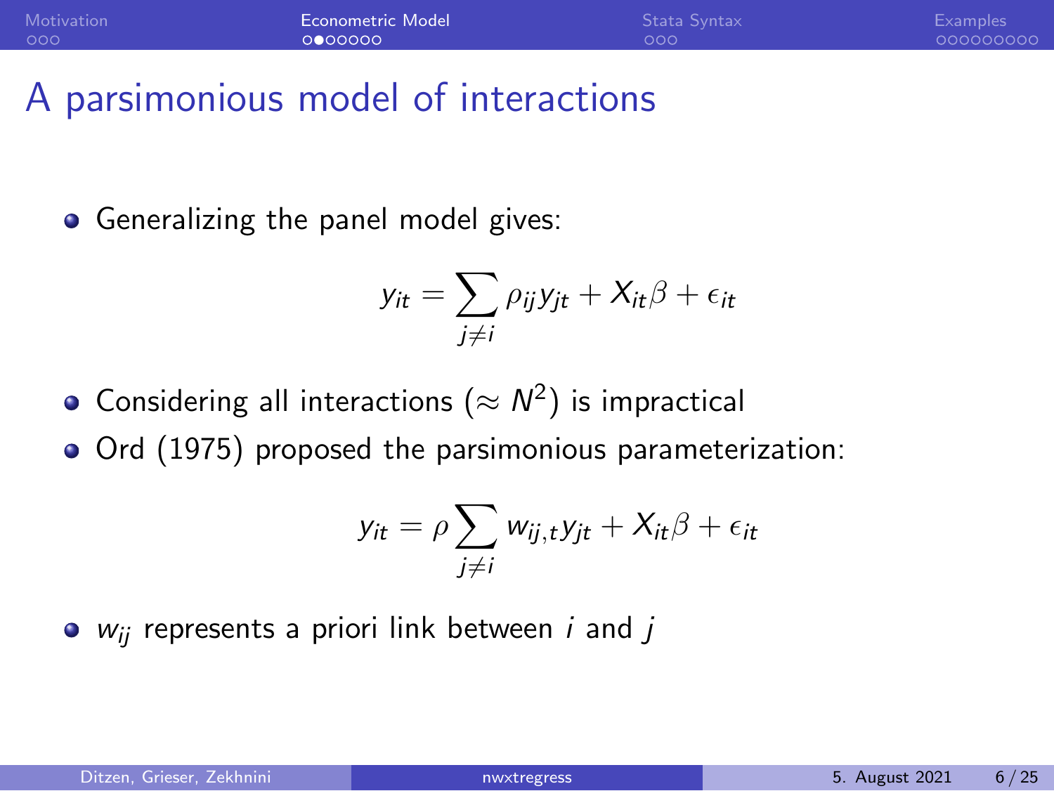# A parsimonious model of interactions

- Generalizing the panel model gives:

$$y_{it} = \sum_{j \neq i} \rho_{ij} y_{jt} + X_{it}\beta + \epsilon_{it}$$

- Considering all interactions ($\approx N^2$) is impractical
- Ord (1975) proposed the parsimonious parameterization:

$$y_{it} = \rho \sum_{j \neq i} w_{ij,t} y_{jt} + X_{it}\beta + \epsilon_{it}$$

- $w_{ij}$ represents a priori link between $i$ and $j$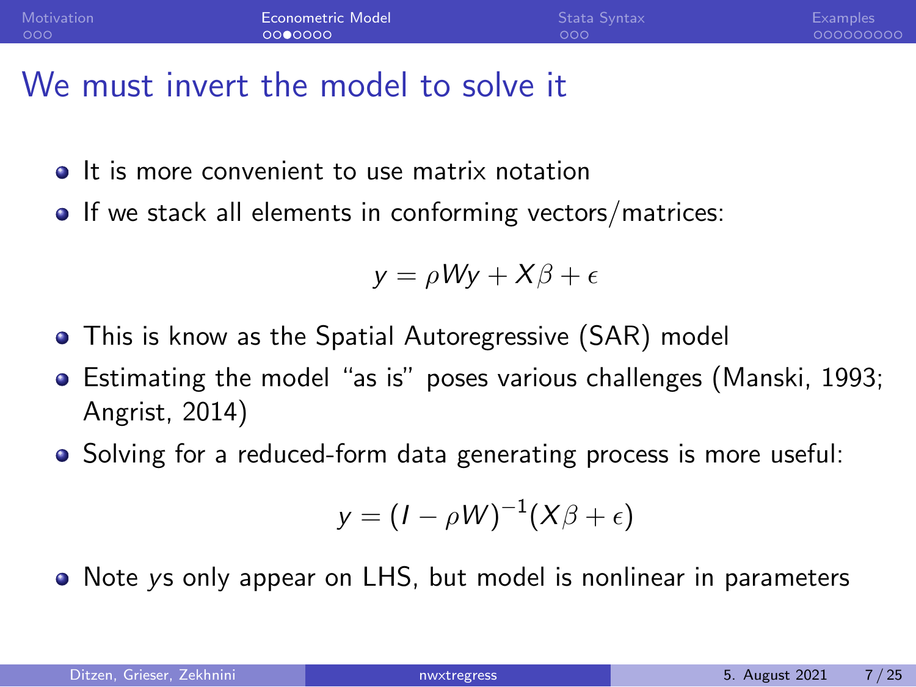# We must invert the model to solve it

- It is more convenient to use matrix notation
- If we stack all elements in conforming vectors/matrices:

$$y = \rho W y + X\beta + \epsilon$$

- This is know as the Spatial Autoregressive (SAR) model
- Estimating the model "as is" poses various challenges (Manski, 1993; Angrist, 2014)
- Solving for a reduced-form data generating process is more useful:

$$y = (I - \rho W)^{-1}(X\beta + \epsilon)$$

- Note $y$s only appear on LHS, but model is nonlinear in parameters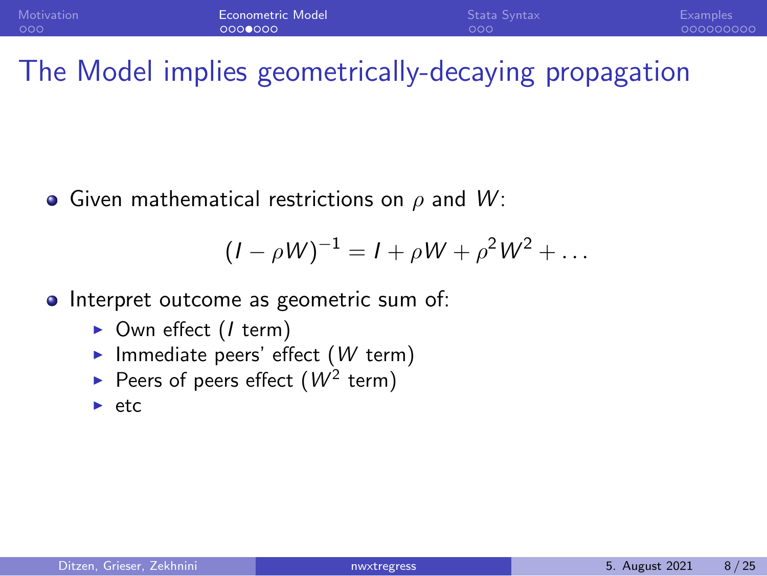# The Model implies geometrically-decaying propagation

- Given mathematical restrictions on $\rho$ and $W$:

$$(I - \rho W)^{-1} = I + \rho W + \rho^2 W^2 + \dots$$

- Interpret outcome as geometric sum of:
  - Own effect ($I$ term)
  - Immediate peers' effect ($W$ term)
  - Peers of peers effect ($W^2$ term)
  - etc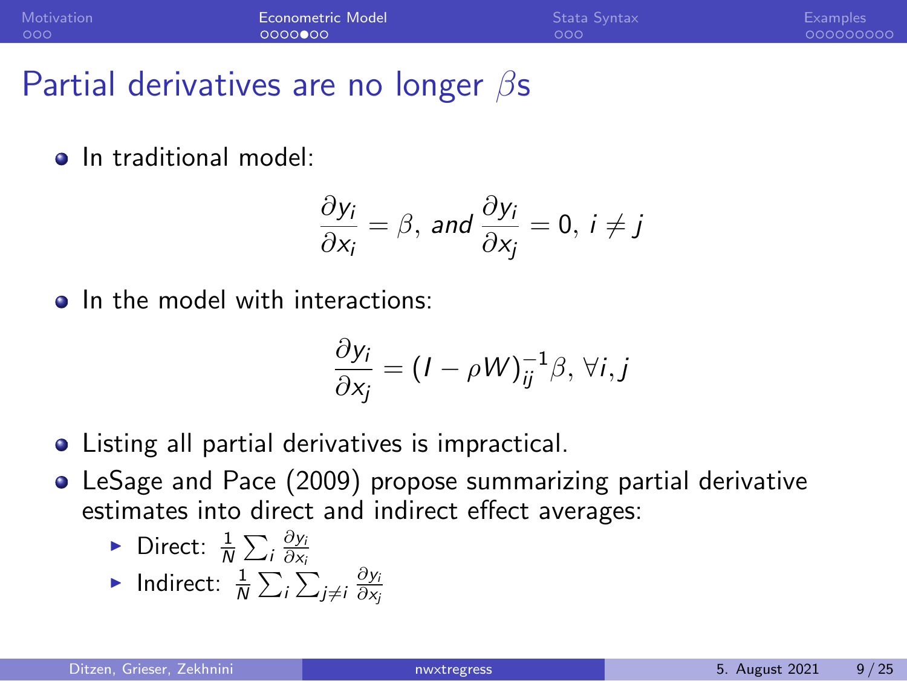# Partial derivatives are no longer $\beta$s

- In traditional model:

$$\frac{\partial y_i}{\partial x_i} = \beta, \textit{ and } \frac{\partial y_i}{\partial x_j} = 0,\ i \neq j$$

- In the model with interactions:

$$\frac{\partial y_i}{\partial x_j} = (I - \rho W)^{-1}_{ij}\beta,\ \forall i, j$$

- Listing all partial derivatives is impractical.
- LeSage and Pace (2009) propose summarizing partial derivative estimates into direct and indirect effect averages:
  - Direct: $\frac{1}{N}\sum_i \frac{\partial y_i}{\partial x_i}$
  - Indirect: $\frac{1}{N}\sum_i \sum_{j \neq i} \frac{\partial y_i}{\partial x_j}$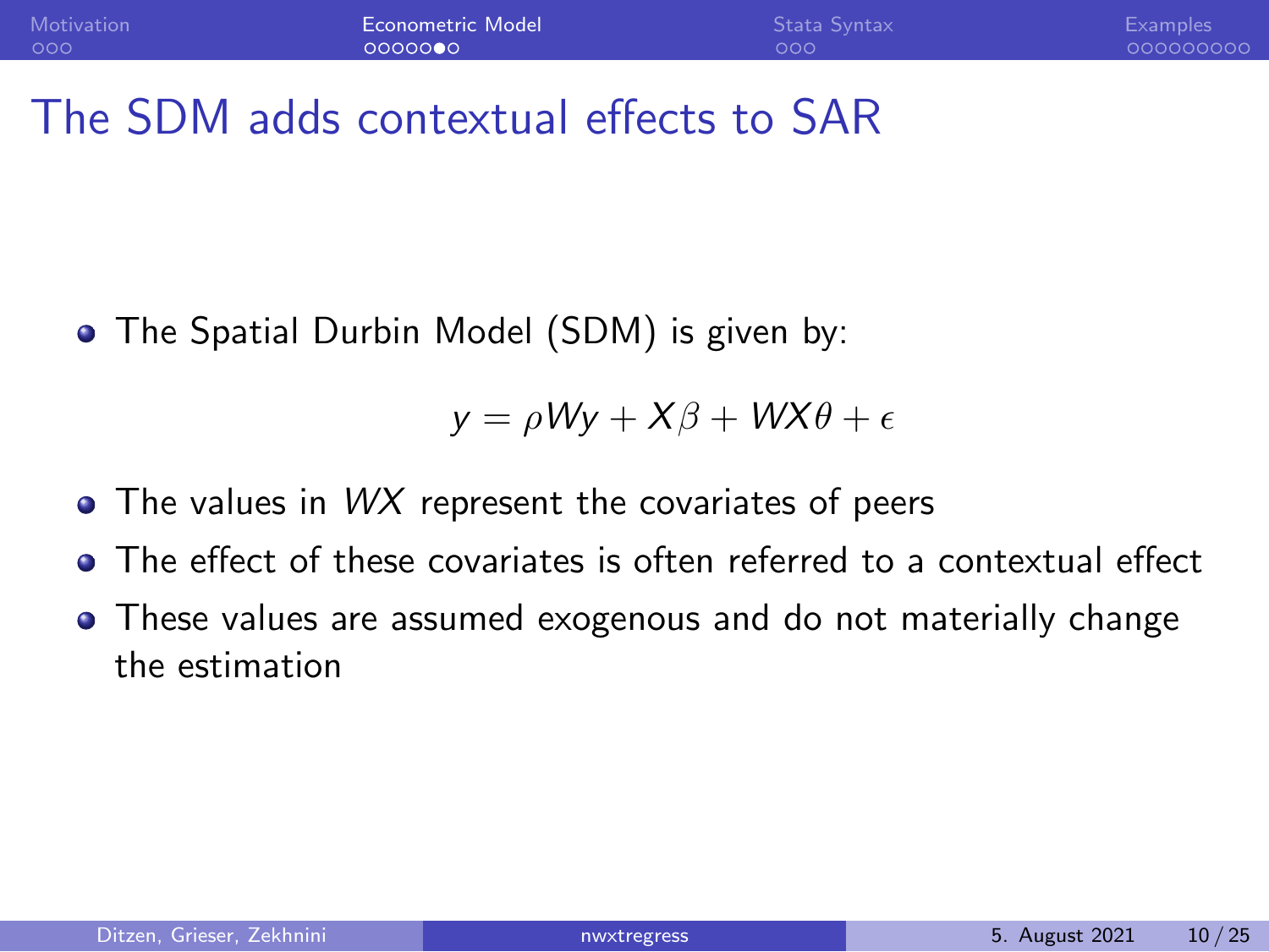# The SDM adds contextual effects to SAR

- The Spatial Durbin Model (SDM) is given by:

$$y = \rho W y + X\beta + WX\theta + \epsilon$$

- The values in $WX$ represent the covariates of peers
- The effect of these covariates is often referred to a contextual effect
- These values are assumed exogenous and do not materially change the estimation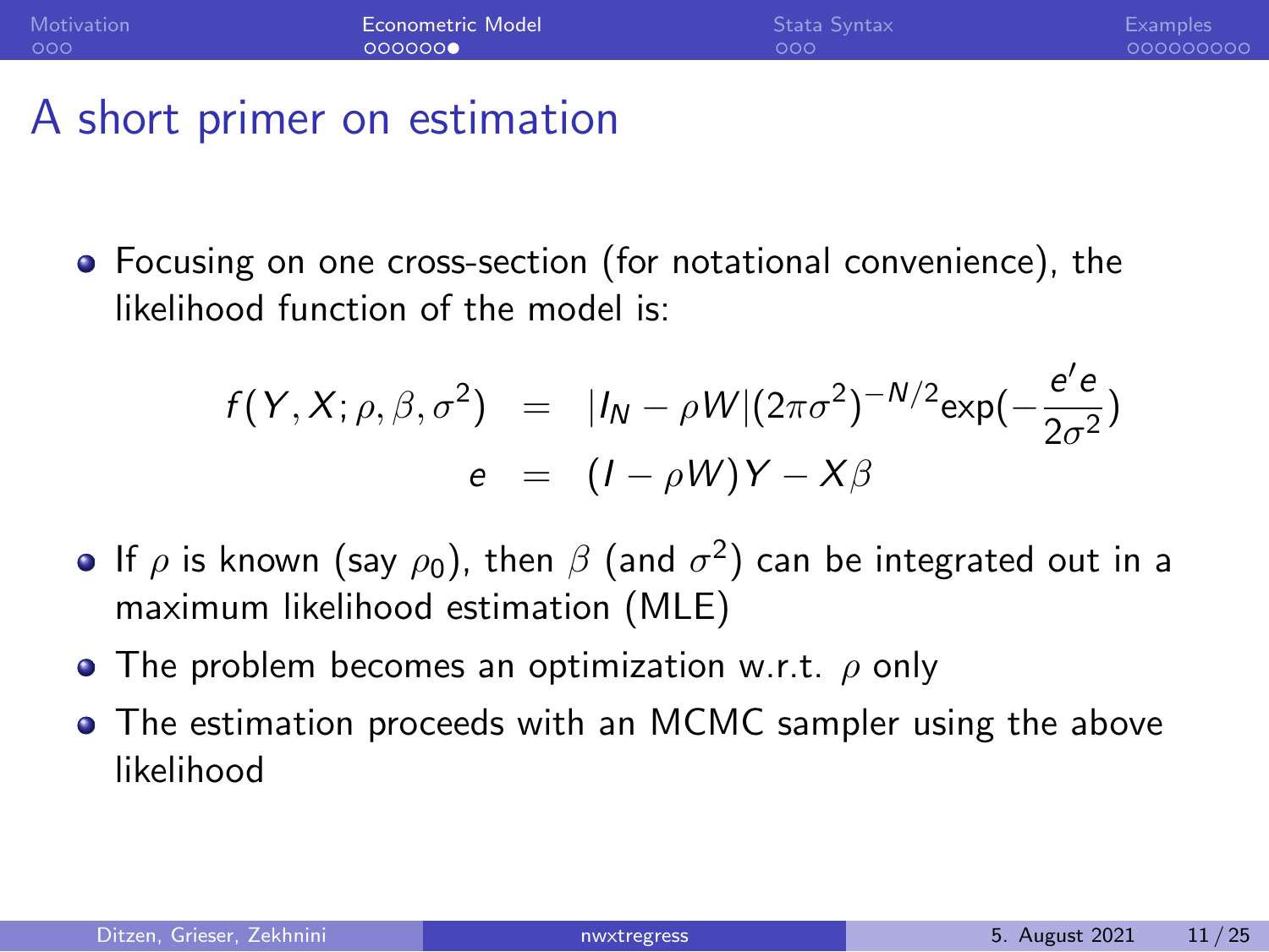# A short primer on estimation

- Focusing on one cross-section (for notational convenience), the likelihood function of the model is:

$$
\begin{aligned}
f(Y, X; \rho, \beta, \sigma^2) &= |I_N - \rho W| (2\pi\sigma^2)^{-N/2} \exp(-\frac{e'e}{2\sigma^2}) \\
e &= (I - \rho W)Y - X\beta
\end{aligned}
$$

- If $\rho$ is known (say $\rho_0$), then $\beta$ (and $\sigma^2$) can be integrated out in a maximum likelihood estimation (MLE)
- The problem becomes an optimization w.r.t. $\rho$ only
- The estimation proceeds with an MCMC sampler using the above likelihood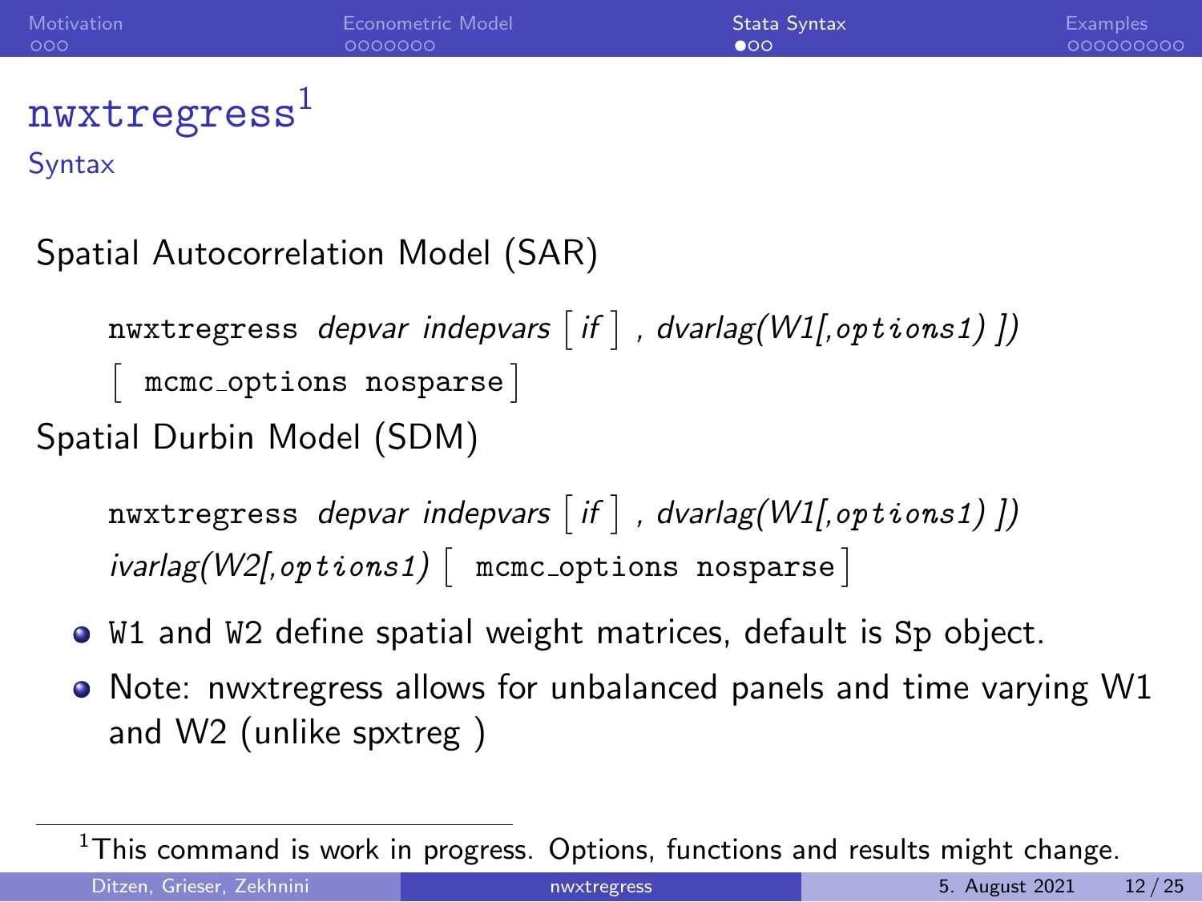# nwxtregress[1]

## Syntax

Spatial Autocorrelation Model (SAR)

> `nwxtregress` *depvar indepvars* [ *if* ] , *dvarlag(W1[,options1) ])*
> [ `mcmc_options nosparse` ]

Spatial Durbin Model (SDM)

> `nwxtregress` *depvar indepvars* [ *if* ] , *dvarlag(W1[,options1) ])*
> *ivarlag(W2[,options1)* [ `mcmc_options nosparse` ]

- `W1` and `W2` define spatial weight matrices, default is `Sp` object.
- Note: nwxtregress allows for unbalanced panels and time varying W1 and W2 (unlike spxtreg )

[1] This command is work in progress. Options, functions and results might change.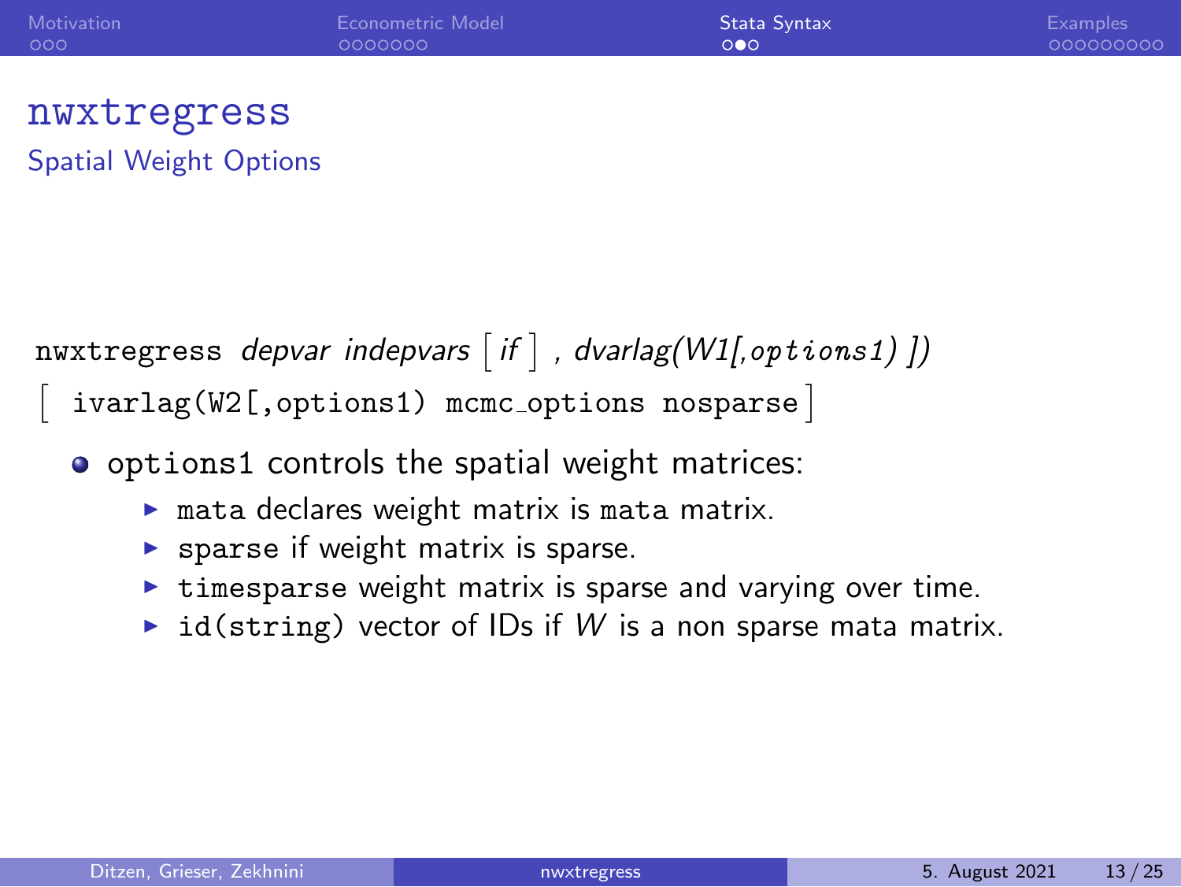# nwxtregress

## Spatial Weight Options

nwxtregress *depvar indepvars* [ *if* ] , *dvarlag(W1[,options1) ])*
[ ivarlag(W2[,options1) mcmc_options nosparse ]

- options1 controls the spatial weight matrices:
  - mata declares weight matrix is mata matrix.
  - sparse if weight matrix is sparse.
  - timesparse weight matrix is sparse and varying over time.
  - id(string) vector of IDs if $W$ is a non sparse mata matrix.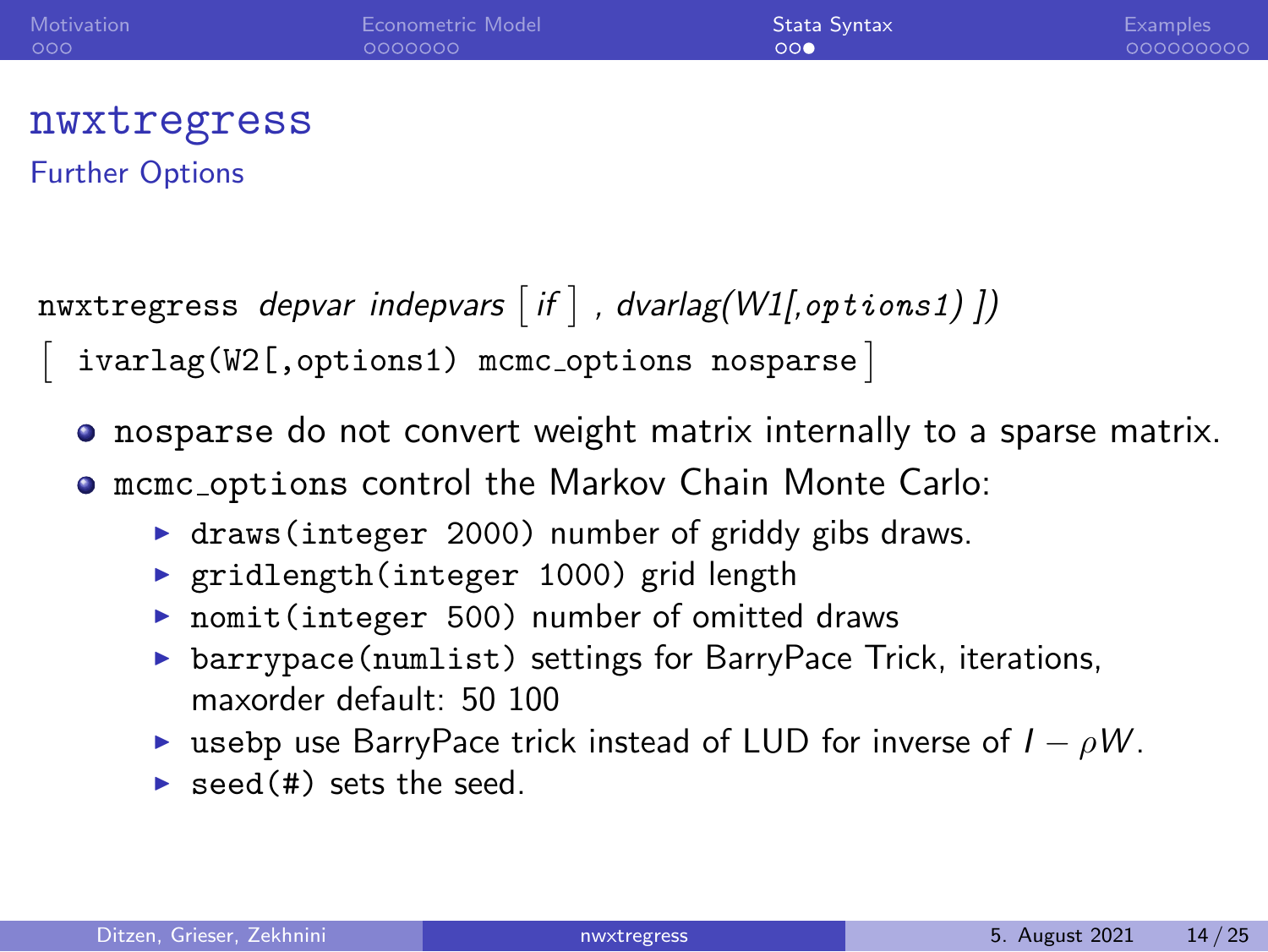# nwxtregress

## Further Options

nwxtregress *depvar indepvars* [ *if* ] , *dvarlag(W1[,options1) ])*
[ ivarlag(W2[,options1) mcmc_options nosparse ]

- nosparse do not convert weight matrix internally to a sparse matrix.
- mcmc_options control the Markov Chain Monte Carlo:
  - draws(integer 2000) number of griddy gibs draws.
  - gridlength(integer 1000) grid length
  - nomit(integer 500) number of omitted draws
  - barrypace(numlist) settings for BarryPace Trick, iterations, maxorder default: 50 100
  - usebp use BarryPace trick instead of LUD for inverse of $I - \rho W$.
  - seed(#) sets the seed.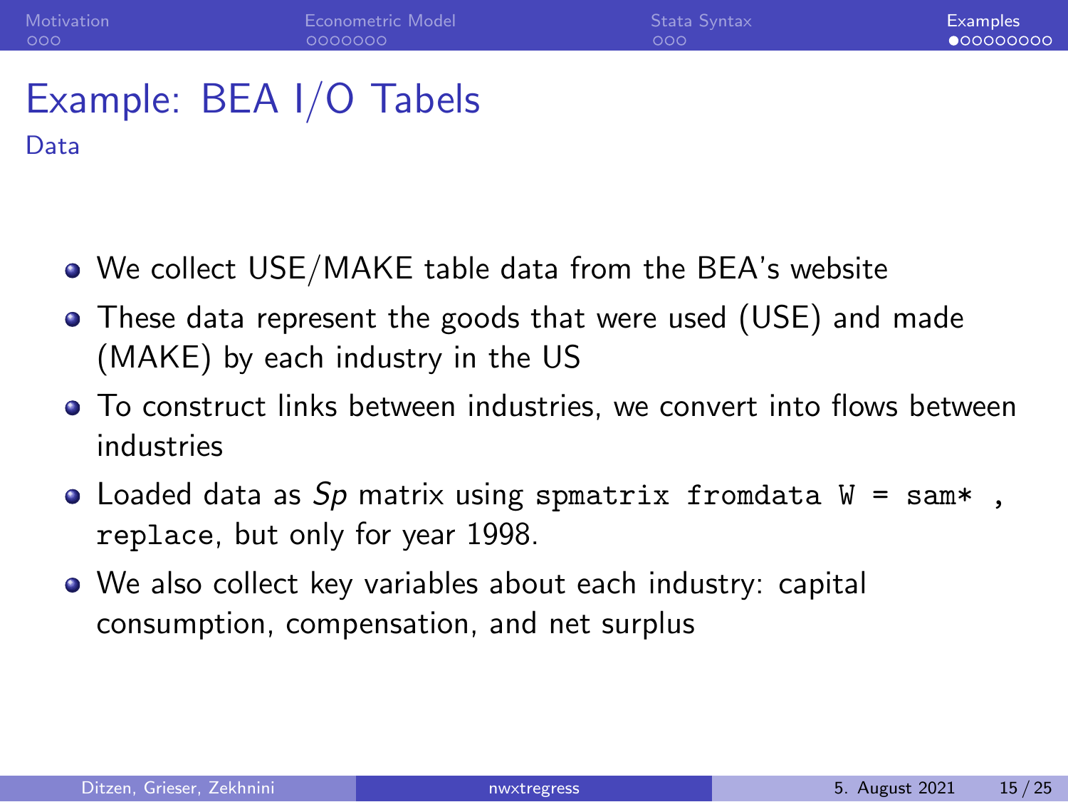# Example: BEA I/O Tabels

## Data

- We collect USE/MAKE table data from the BEA's website
- These data represent the goods that were used (USE) and made (MAKE) by each industry in the US
- To construct links between industries, we convert into flows between industries
- Loaded data as *Sp* matrix using `spmatrix fromdata W = sam* , replace`, but only for year 1998.
- We also collect key variables about each industry: capital consumption, compensation, and net surplus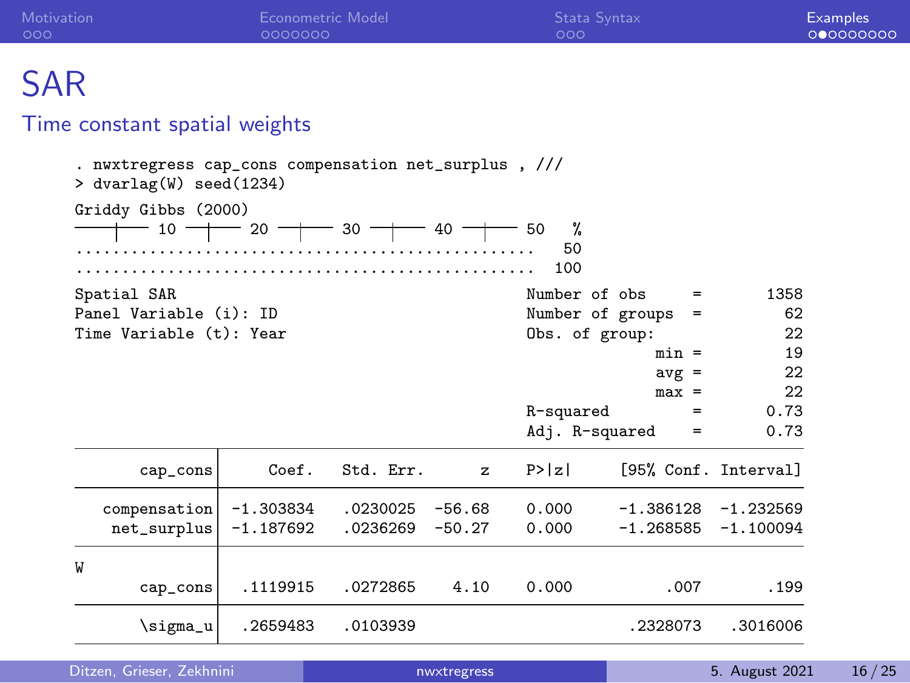# SAR

## Time constant spatial weights

```
. nwxtregress cap_cons compensation net_surplus , ///
> dvarlag(W) seed(1234)
Griddy Gibbs (2000)
----+--- 10 ---+--- 20 ---+--- 30 ---+--- 40 ---+--- 50  %
..................................................   50
..................................................  100

Spatial SAR                              Number of obs      =       1358
Panel Variable (i): ID                   Number of groups   =         62
Time Variable (t): Year                  Obs. of group:               22
                                                      min =          19
                                                      avg =          22
                                                      max =          22
                                         R-squared          =       0.73
                                         Adj. R-squared     =       0.73
```

| cap_cons | Coef. | Std. Err. | z | P>\|z\| | [95% Conf. | Interval] |
|---|---|---|---|---|---|---|
| compensation | -1.303834 | .0230025 | -56.68 | 0.000 | -1.386128 | -1.232569 |
| net_surplus | -1.187692 | .0236269 | -50.27 | 0.000 | -1.268585 | -1.100094 |
| W | | | | | | |
| cap_cons | .1119915 | .0272865 | 4.10 | 0.000 | .007 | .199 |
| \sigma_u | .2659483 | .0103939 | | | .2328073 | .3016006 |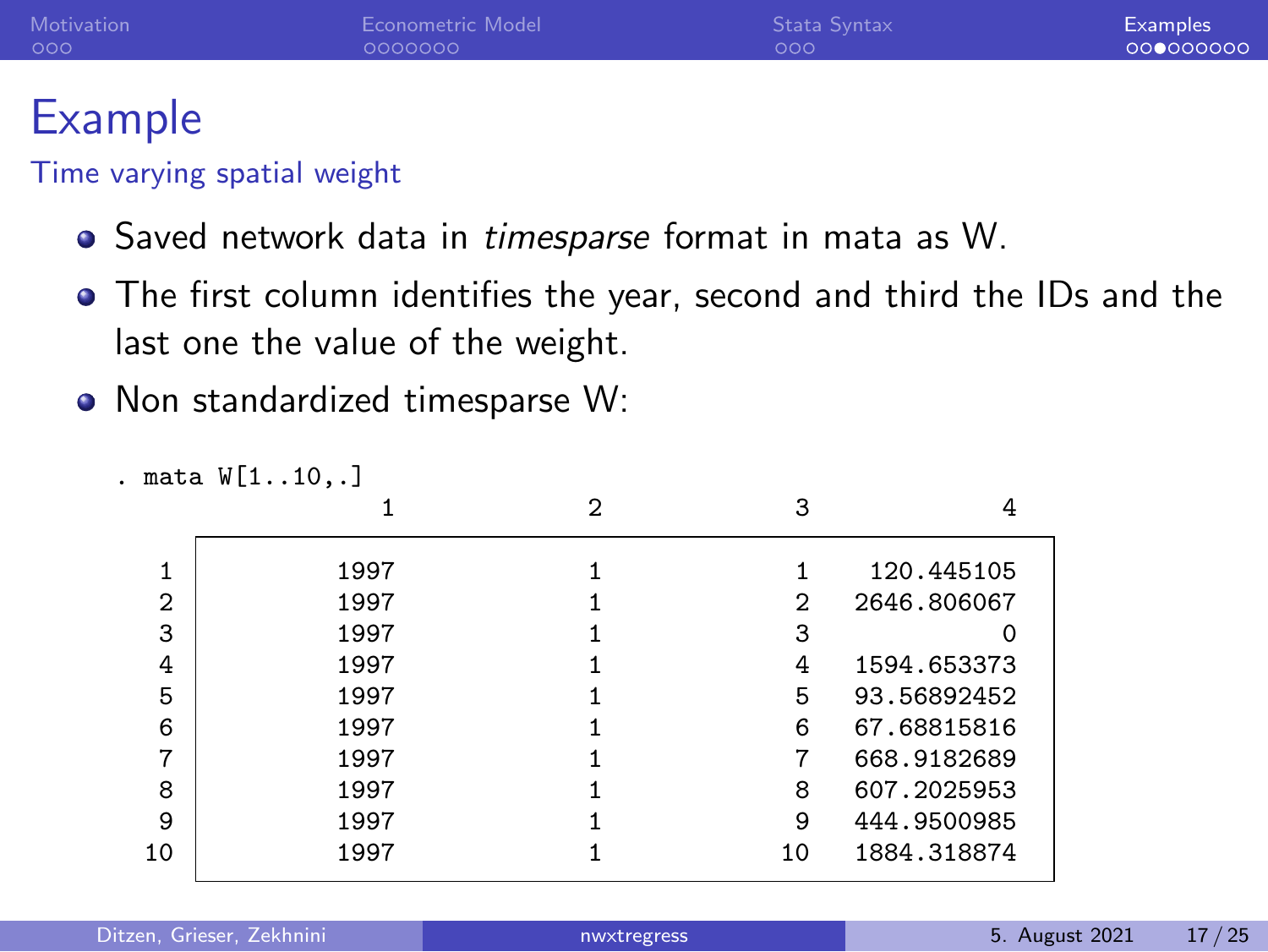# Example

Time varying spatial weight

- Saved network data in *timesparse* format in mata as W.
- The first column identifies the year, second and third the IDs and the last one the value of the weight.
- Non standardized timesparse W:

```
. mata W[1..10,.]
                 1             2             3             4
    +---------------------------------------------------------+
  1 |         1997             1             1    120.445105  |
  2 |         1997             1             2   2646.806067  |
  3 |         1997             1             3             0  |
  4 |         1997             1             4   1594.653373  |
  5 |         1997             1             5   93.56892452  |
  6 |         1997             1             6   67.68815816  |
  7 |         1997             1             7   668.9182689  |
  8 |         1997             1             8   607.2025953  |
  9 |         1997             1             9   444.9500985  |
 10 |         1997             1            10   1884.318874  |
    +---------------------------------------------------------+
```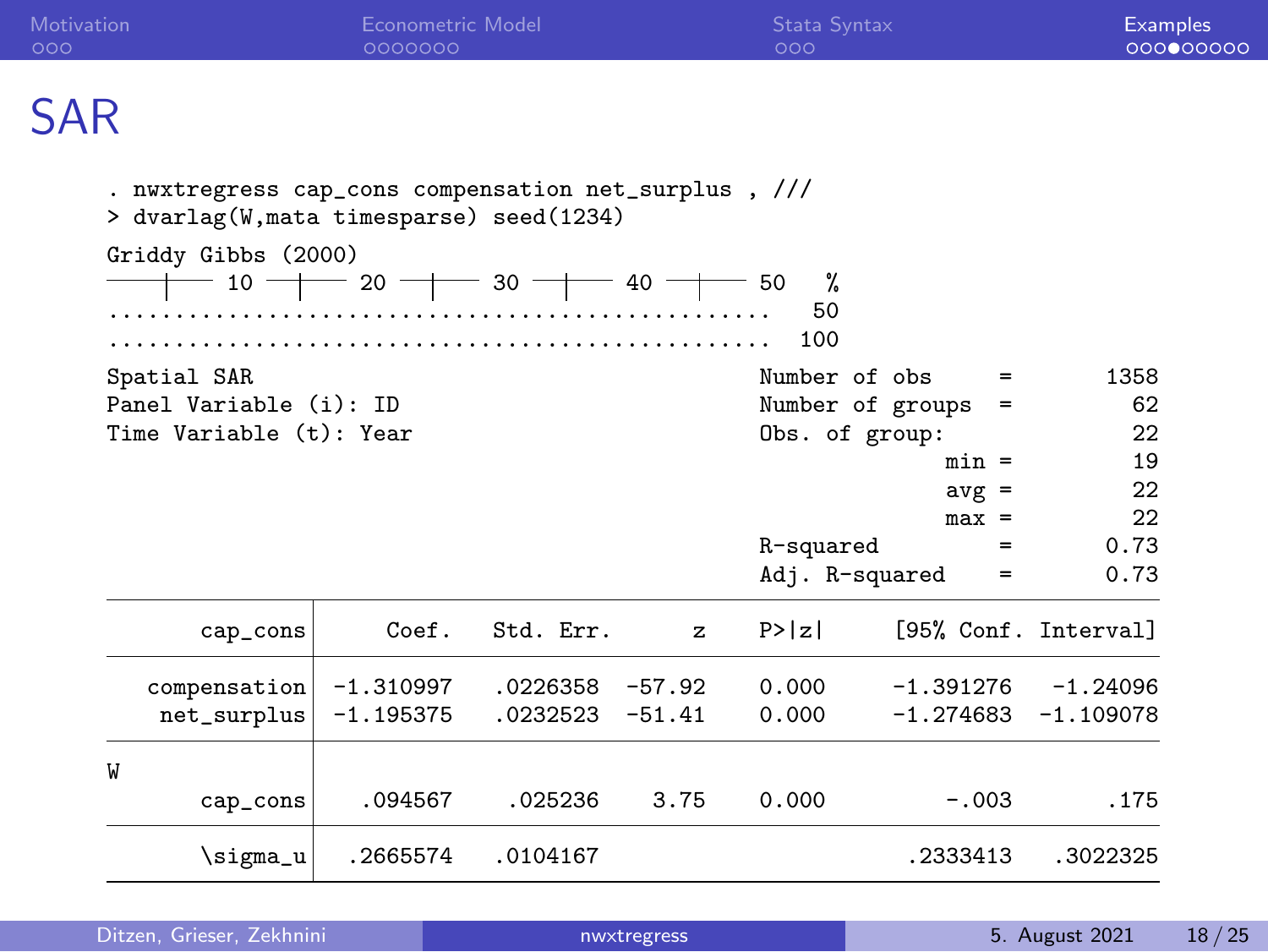# SAR

```
. nwxtregress cap_cons compensation net_surplus , ///
> dvarlag(W,mata timesparse) seed(1234)
Griddy Gibbs (2000)
----+--- 10 ---+--- 20 ---+--- 30 ---+--- 40 ---+--- 50  %
..................................................  50
..................................................  100
Spatial SAR                                 Number of obs     =       1358
Panel Variable (i): ID                      Number of groups  =         62
Time Variable (t): Year                     Obs. of group:              22
                                                        min =         19
                                                        avg =         22
                                                        max =         22
                                            R-squared         =       0.73
                                            Adj. R-squared    =       0.73
```

| cap_cons | Coef. | Std. Err. | z | P>\|z\| | [95% Conf. | Interval] |
|---|---|---|---|---|---|---|
| compensation | -1.310997 | .0226358 | -57.92 | 0.000 | -1.391276 | -1.24096 |
| net_surplus | -1.195375 | .0232523 | -51.41 | 0.000 | -1.274683 | -1.109078 |
| W | | | | | | |
| cap_cons | .094567 | .025236 | 3.75 | 0.000 | -.003 | .175 |
| \sigma_u | .2665574 | .0104167 | | | .2333413 | .3022325 |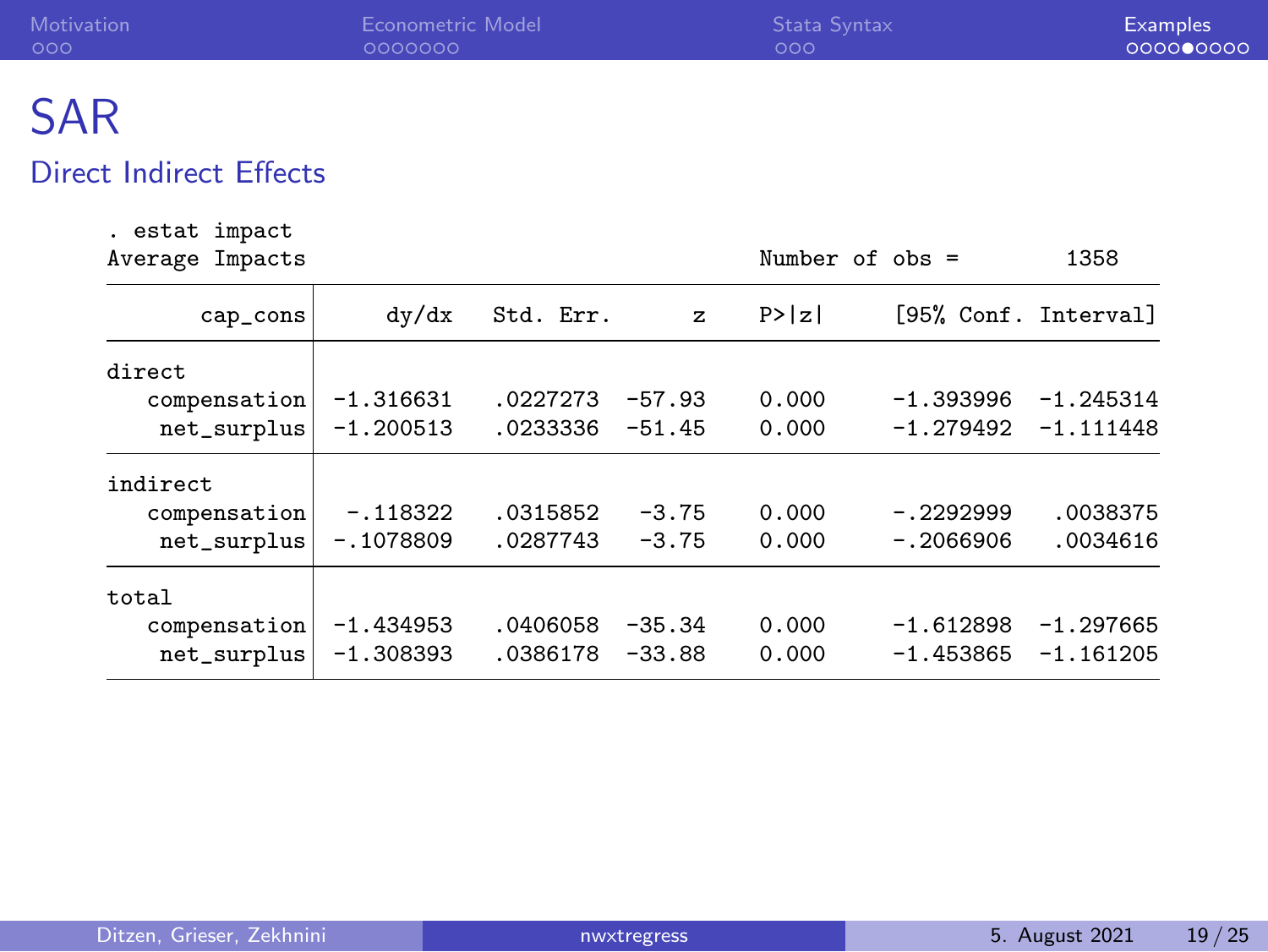# SAR

## Direct Indirect Effects

```
. estat impact
Average Impacts                                 Number of obs =       1358

------------------------------------------------------------------------------
    cap_cons |     dy/dx   Std. Err.      z    P>|z|     [95% Conf. Interval]
-------------+----------------------------------------------------------------
direct       |
compensation | -1.316631   .0227273  -57.93   0.000    -1.393996   -1.245314
 net_surplus | -1.200513   .0233336  -51.45   0.000    -1.279492   -1.111448
-------------+----------------------------------------------------------------
indirect     |
compensation |  -.118322   .0315852   -3.75   0.000    -.2292999    .0038375
 net_surplus | -.1078809   .0287743   -3.75   0.000    -.2066906    .0034616
-------------+----------------------------------------------------------------
total        |
compensation | -1.434953   .0406058  -35.34   0.000    -1.612898   -1.297665
 net_surplus | -1.308393   .0386178  -33.88   0.000    -1.453865   -1.161205
------------------------------------------------------------------------------
```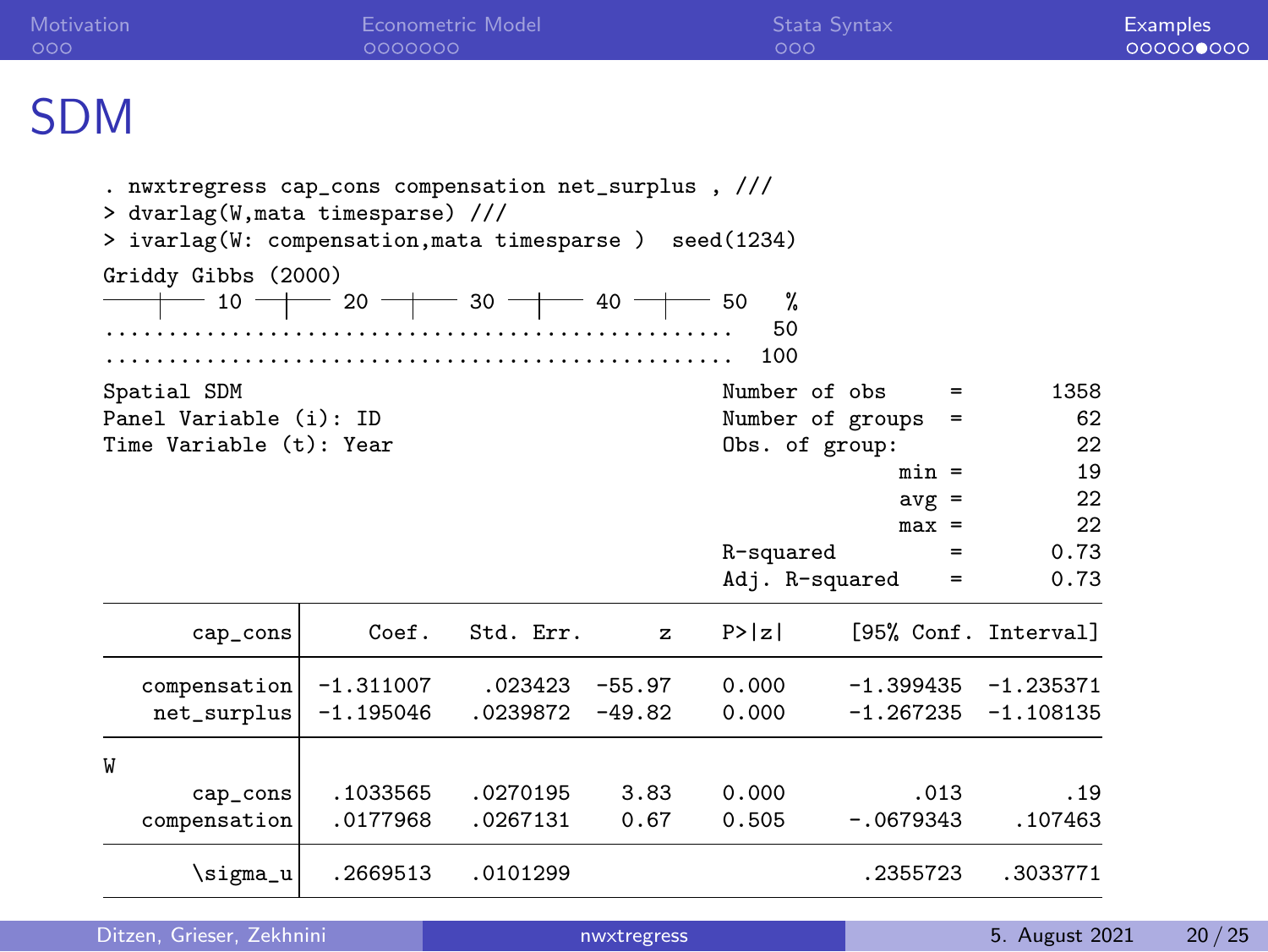# SDM

```
. nwxtregress cap_cons compensation net_surplus , ///
> dvarlag(W,mata timesparse) ///
> ivarlag(W: compensation,mata timesparse )  seed(1234)
Griddy Gibbs (2000)
----+--- 10 ---+--- 20 ---+--- 30 ---+--- 40 ---+--- 50   %
..................................................    50
..................................................   100
Spatial SDM                                 Number of obs      =       1358
Panel Variable (i): ID                      Number of groups   =         62
Time Variable (t): Year                     Obs. of group:                22
                                                         min =          19
                                                         avg =          22
                                                         max =          22
                                            R-squared          =       0.73
                                            Adj. R-squared     =       0.73
------------------------------------------------------------------------------
    cap_cons |     Coef.   Std. Err.      z    P>|z|     [95% Conf. Interval]
-------------+----------------------------------------------------------------
compensation | -1.311007    .023423  -55.97   0.000    -1.399435   -1.235371
 net_surplus | -1.195046   .0239872  -49.82   0.000    -1.267235   -1.108135
-------------+----------------------------------------------------------------
W            |
    cap_cons |  .1033565   .0270195    3.83   0.000         .013         .19
compensation |  .0177968   .0267131    0.67   0.505    -.0679343     .107463
-------------+----------------------------------------------------------------
    \sigma_u |  .2669513   .0101299                      .2355723    .3033771
------------------------------------------------------------------------------
```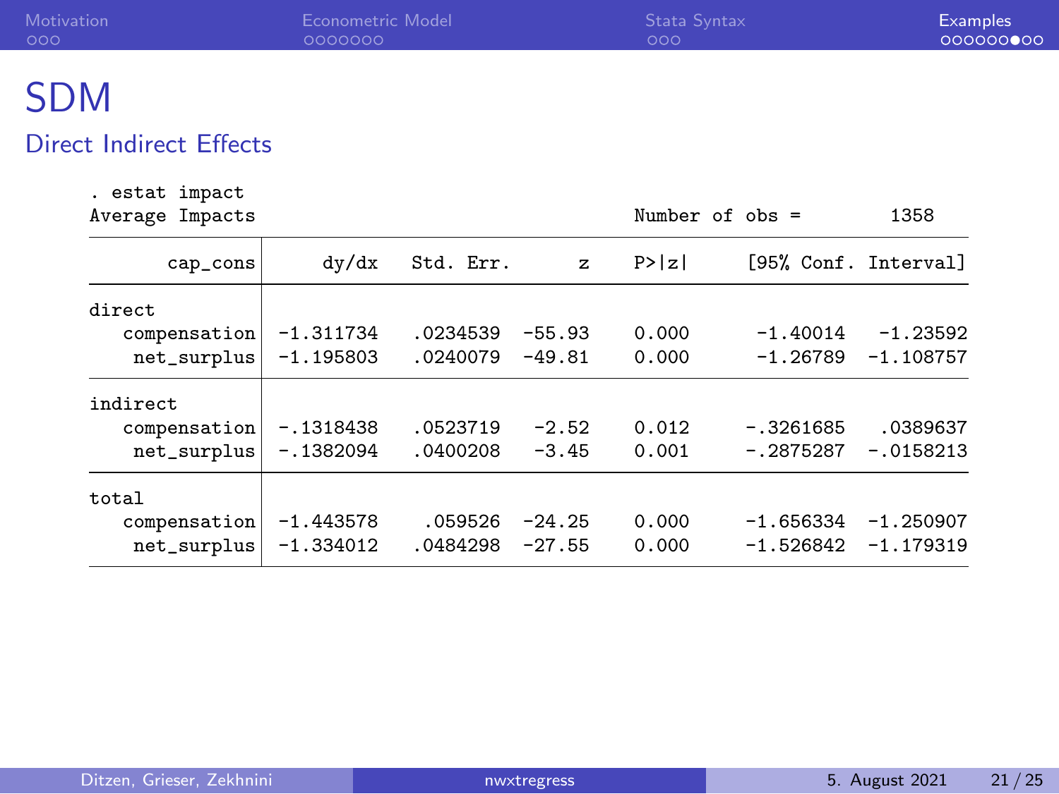# SDM

## Direct Indirect Effects

```
. estat impact
Average Impacts                                 Number of obs =        1358

------------------------------------------------------------------------------
    cap_cons |      dy/dx   Std. Err.      z    P>|z|     [95% Conf. Interval]
-------------+----------------------------------------------------------------
direct       |
compensation |  -1.311734   .0234539   -55.93   0.000     -1.40014    -1.23592
 net_surplus |  -1.195803   .0240079   -49.81   0.000     -1.26789   -1.108757
-------------+----------------------------------------------------------------
indirect     |
compensation |  -.1318438   .0523719    -2.52   0.012    -.3261685    .0389637
 net_surplus |  -.1382094   .0400208    -3.45   0.001    -.2875287   -.0158213
-------------+----------------------------------------------------------------
total        |
compensation |  -1.443578    .059526   -24.25   0.000    -1.656334   -1.250907
 net_surplus |  -1.334012   .0484298   -27.55   0.000    -1.526842   -1.179319
------------------------------------------------------------------------------
```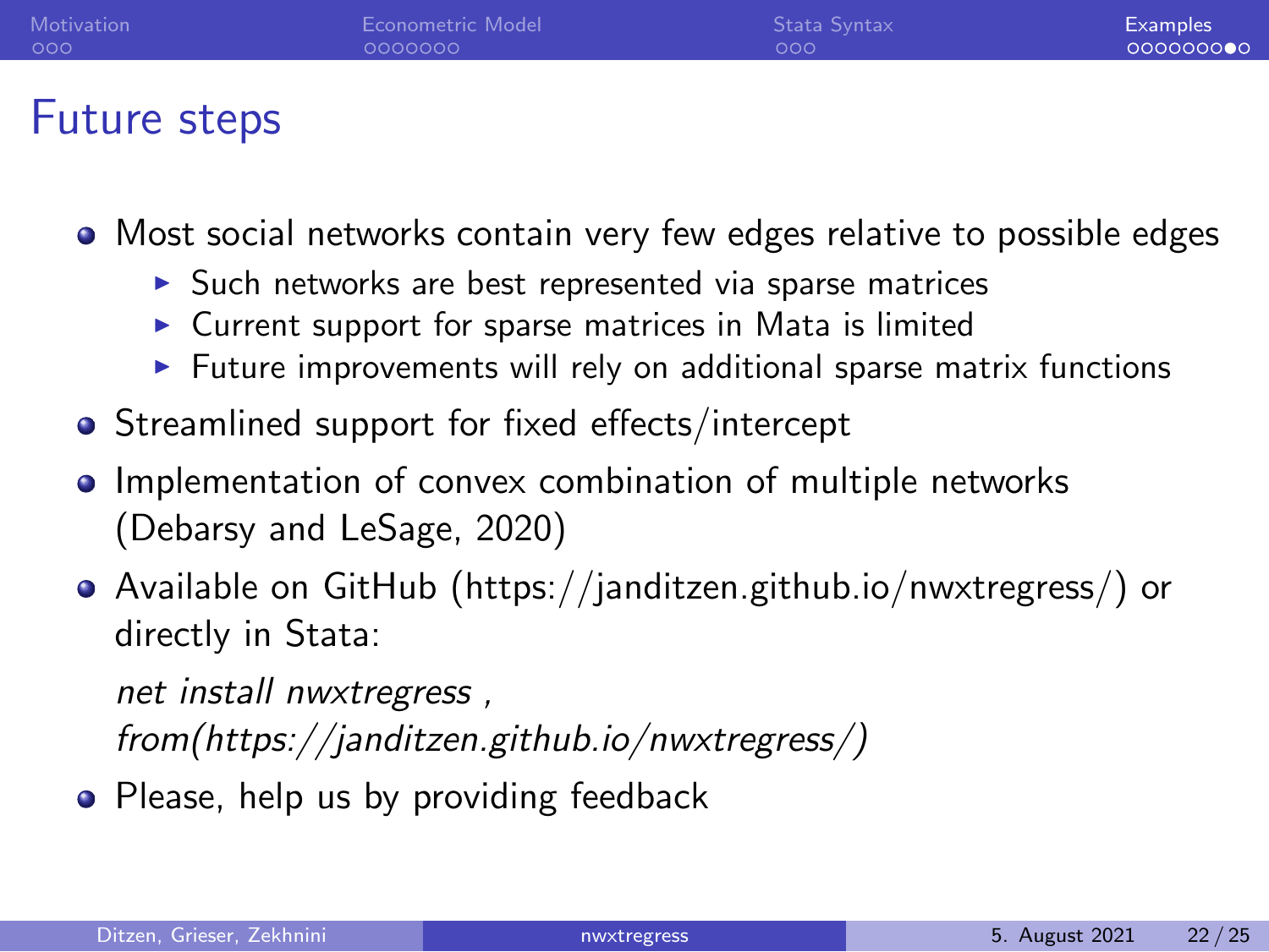# Future steps

- Most social networks contain very few edges relative to possible edges
  - Such networks are best represented via sparse matrices
  - Current support for sparse matrices in Mata is limited
  - Future improvements will rely on additional sparse matrix functions
- Streamlined support for fixed effects/intercept
- Implementation of convex combination of multiple networks (Debarsy and LeSage, 2020)
- Available on GitHub (https://janditzen.github.io/nwxtregress/) or directly in Stata:

  *net install nwxtregress , from(https://janditzen.github.io/nwxtregress/)*
- Please, help us by providing feedback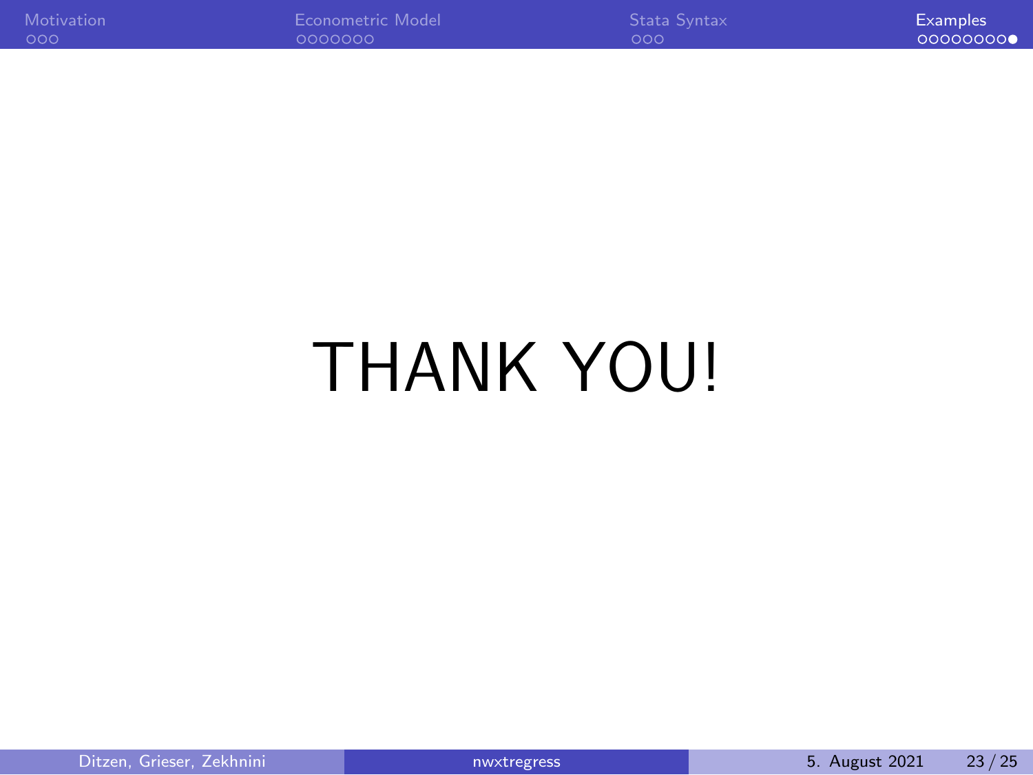# THANK YOU!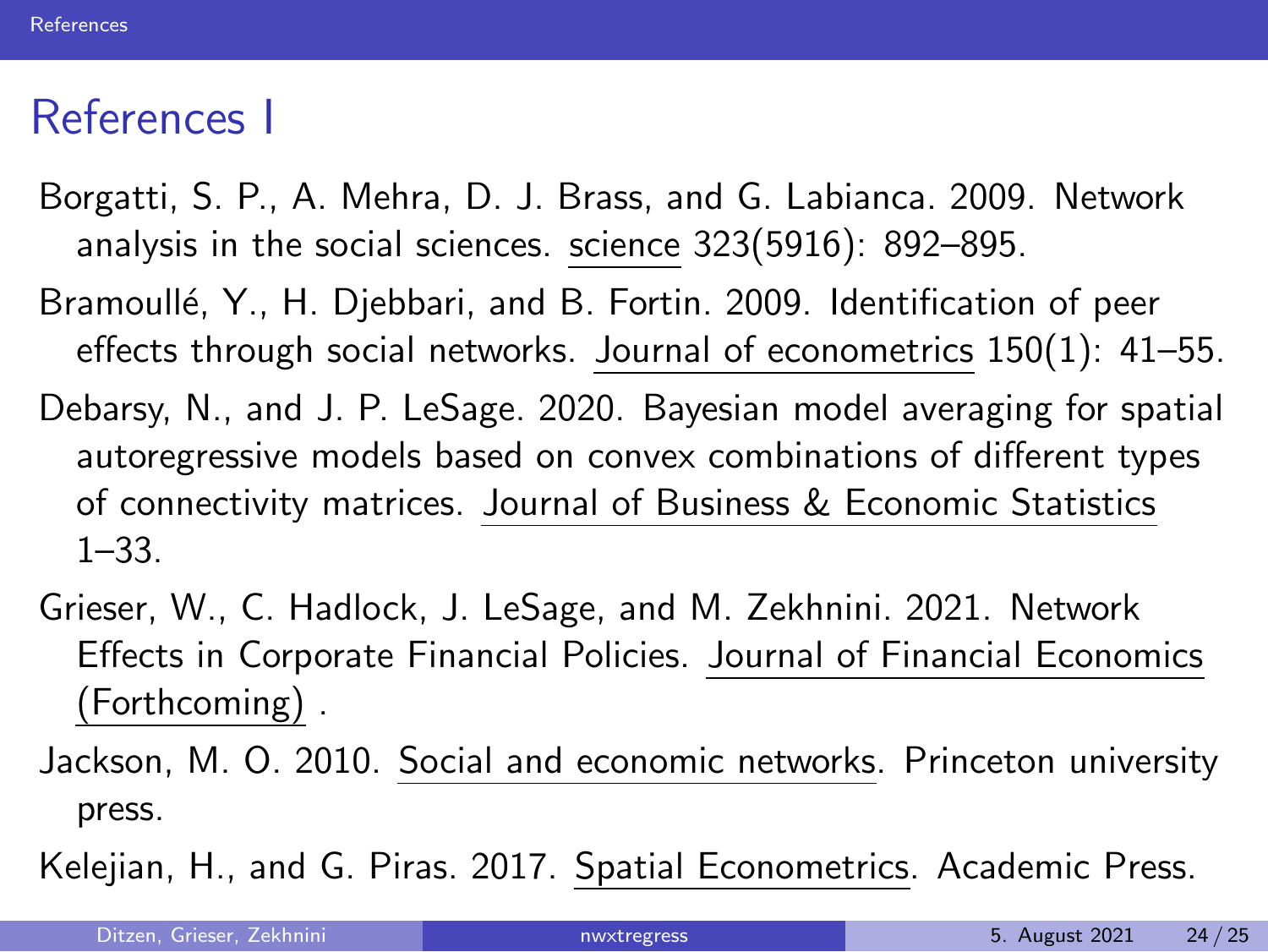# References I

Borgatti, S. P., A. Mehra, D. J. Brass, and G. Labianca. 2009. Network analysis in the social sciences. science 323(5916): 892–895.

Bramoullé, Y., H. Djebbari, and B. Fortin. 2009. Identification of peer effects through social networks. Journal of econometrics 150(1): 41–55.

Debarsy, N., and J. P. LeSage. 2020. Bayesian model averaging for spatial autoregressive models based on convex combinations of different types of connectivity matrices. Journal of Business & Economic Statistics 1–33.

Grieser, W., C. Hadlock, J. LeSage, and M. Zekhnini. 2021. Network Effects in Corporate Financial Policies. Journal of Financial Economics (Forthcoming) .

Jackson, M. O. 2010. Social and economic networks. Princeton university press.

Kelejian, H., and G. Piras. 2017. Spatial Econometrics. Academic Press.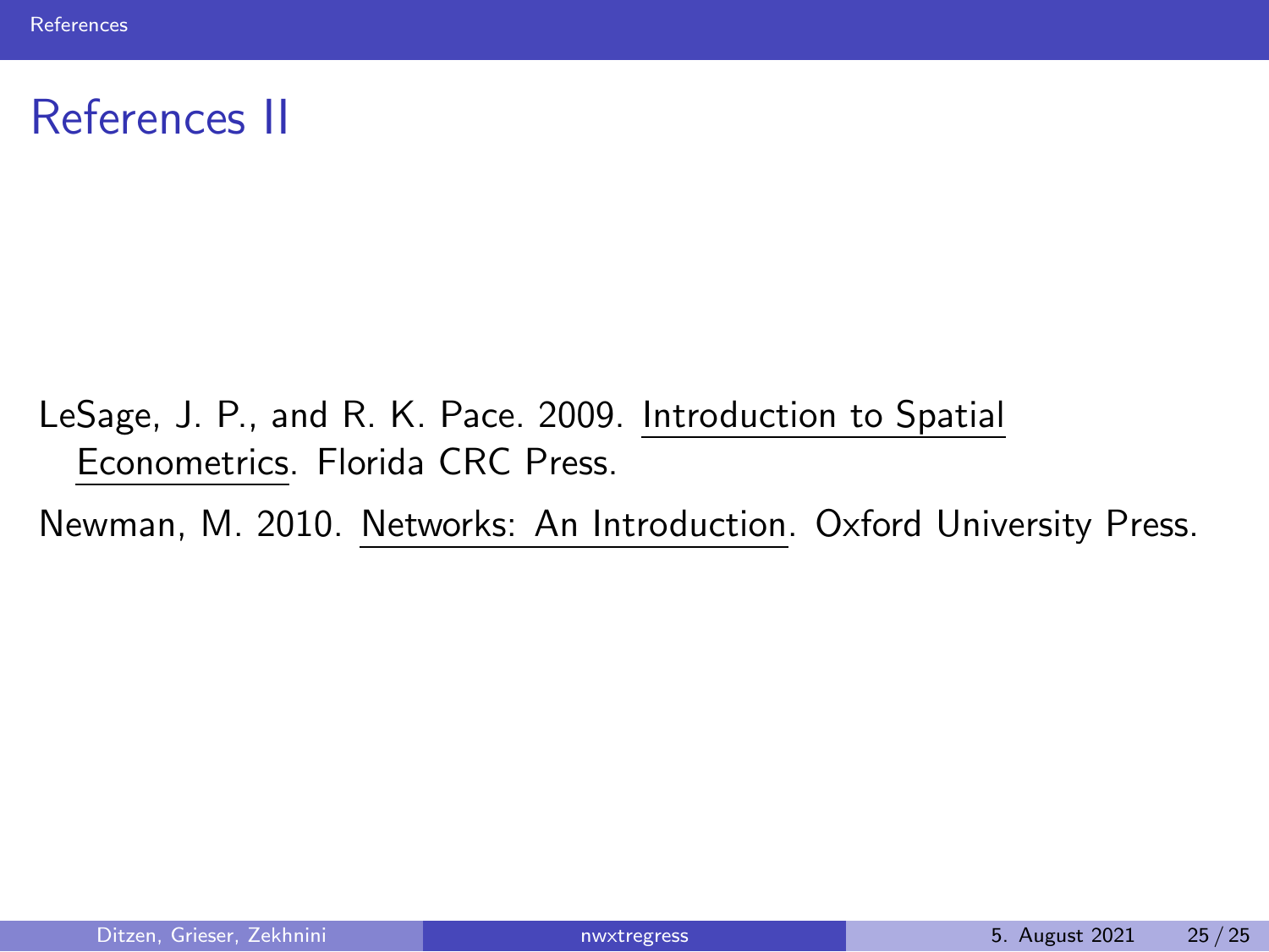# References II

LeSage, J. P., and R. K. Pace. 2009. Introduction to Spatial Econometrics. Florida CRC Press.

Newman, M. 2010. Networks: An Introduction. Oxford University Press.